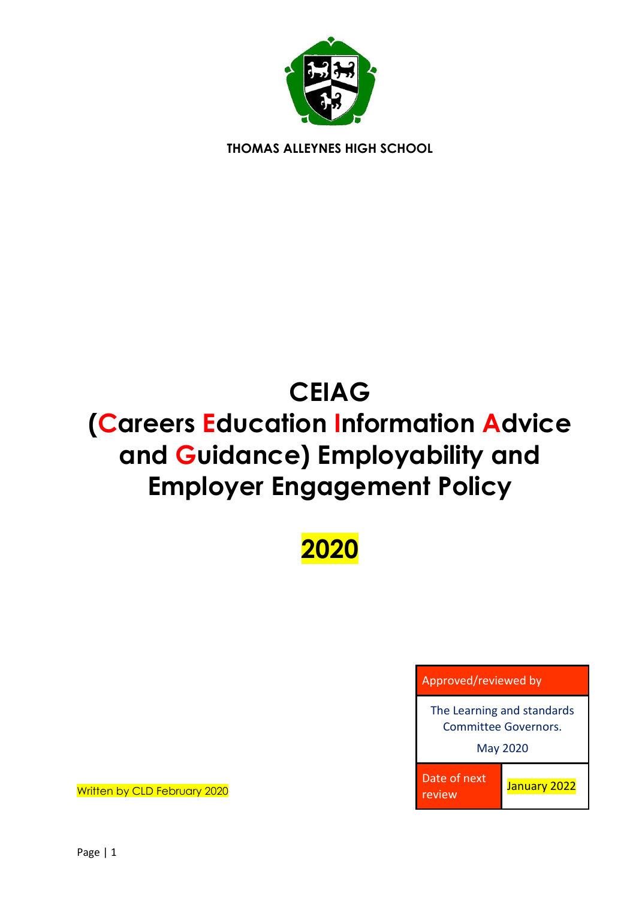**THOMAS ALLEYNES HIGH SCHOOL**

# CEIAG
# (Careers Education Information Advice and Guidance) Employability and Employer Engagement Policy

# 2020

| Approved/reviewed by | |
|---|---|
| The Learning and standards Committee Governors.<br><br>May 2020 | |
| Date of next review | January 2022 |

Written by CLD February 2020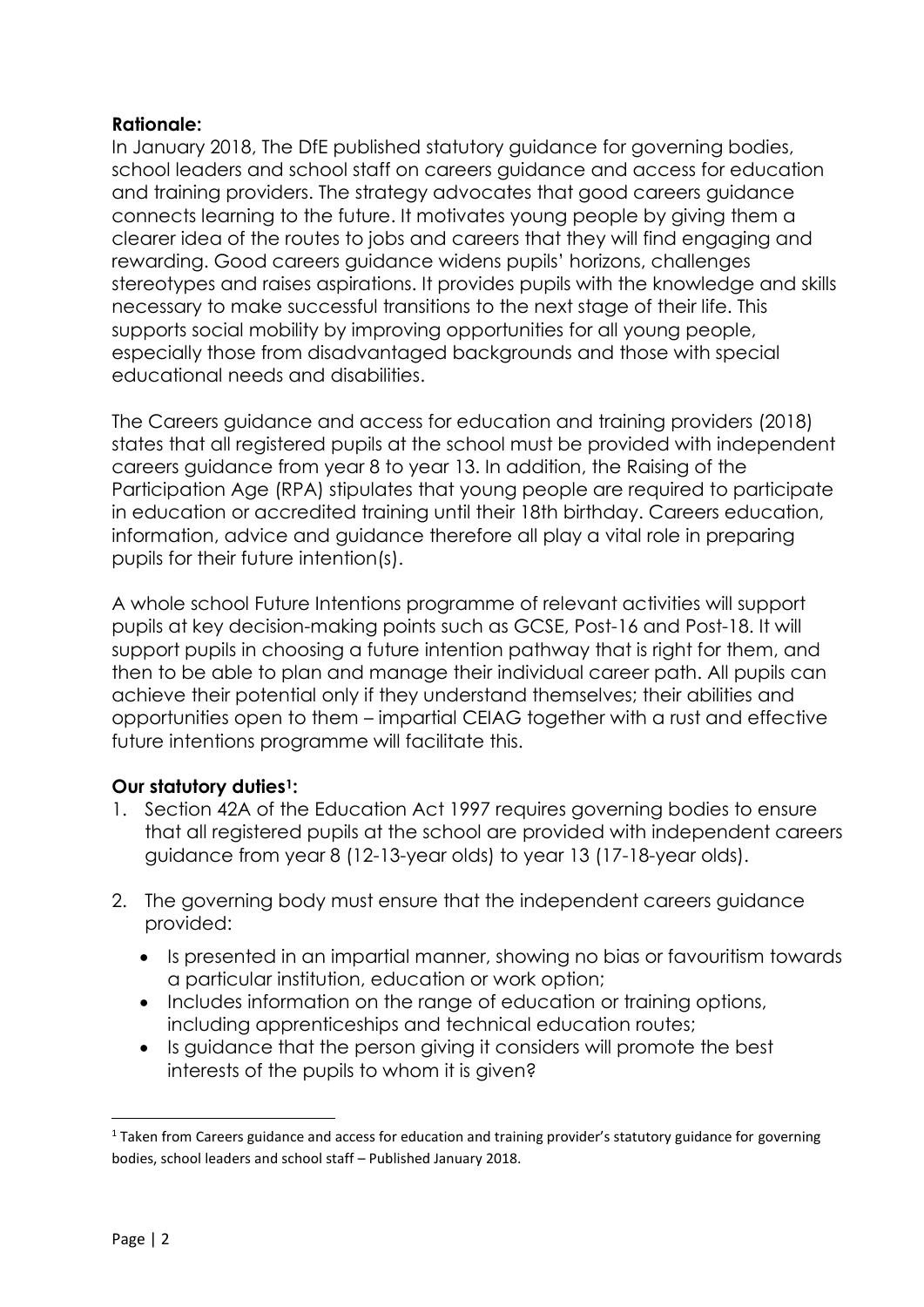**Rationale:**

In January 2018, The DfE published statutory guidance for governing bodies, school leaders and school staff on careers guidance and access for education and training providers. The strategy advocates that good careers guidance connects learning to the future. It motivates young people by giving them a clearer idea of the routes to jobs and careers that they will find engaging and rewarding. Good careers guidance widens pupils' horizons, challenges stereotypes and raises aspirations. It provides pupils with the knowledge and skills necessary to make successful transitions to the next stage of their life. This supports social mobility by improving opportunities for all young people, especially those from disadvantaged backgrounds and those with special educational needs and disabilities.

The Careers guidance and access for education and training providers (2018) states that all registered pupils at the school must be provided with independent careers guidance from year 8 to year 13. In addition, the Raising of the Participation Age (RPA) stipulates that young people are required to participate in education or accredited training until their 18th birthday. Careers education, information, advice and guidance therefore all play a vital role in preparing pupils for their future intention(s).

A whole school Future Intentions programme of relevant activities will support pupils at key decision-making points such as GCSE, Post-16 and Post-18. It will support pupils in choosing a future intention pathway that is right for them, and then to be able to plan and manage their individual career path. All pupils can achieve their potential only if they understand themselves; their abilities and opportunities open to them – impartial CEIAG together with a rust and effective future intentions programme will facilitate this.

**Our statutory duties[1]:**

1. Section 42A of the Education Act 1997 requires governing bodies to ensure that all registered pupils at the school are provided with independent careers guidance from year 8 (12-13-year olds) to year 13 (17-18-year olds).

2. The governing body must ensure that the independent careers guidance provided:
   - Is presented in an impartial manner, showing no bias or favouritism towards a particular institution, education or work option;
   - Includes information on the range of education or training options, including apprenticeships and technical education routes;
   - Is guidance that the person giving it considers will promote the best interests of the pupils to whom it is given?

[1] Taken from Careers guidance and access for education and training provider's statutory guidance for governing bodies, school leaders and school staff – Published January 2018.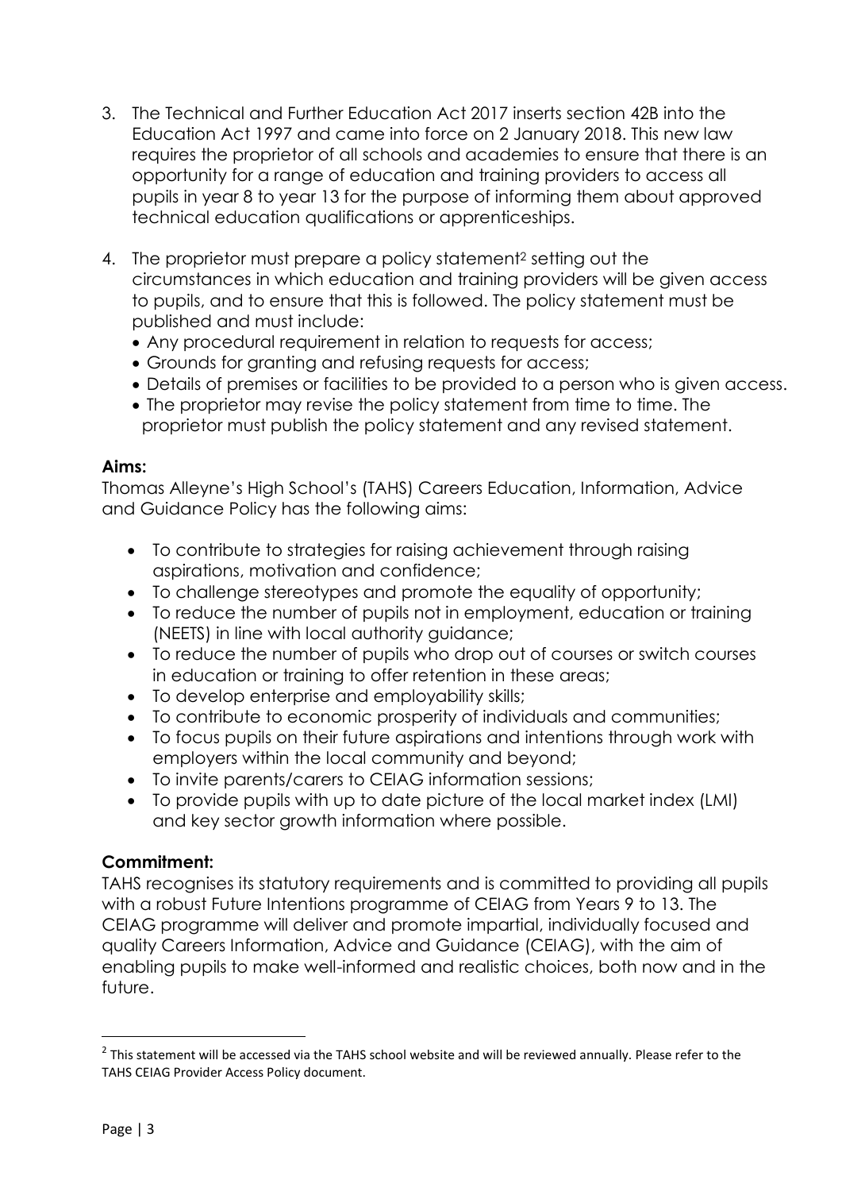3. The Technical and Further Education Act 2017 inserts section 42B into the Education Act 1997 and came into force on 2 January 2018. This new law requires the proprietor of all schools and academies to ensure that there is an opportunity for a range of education and training providers to access all pupils in year 8 to year 13 for the purpose of informing them about approved technical education qualifications or apprenticeships.

4. The proprietor must prepare a policy statement[2] setting out the circumstances in which education and training providers will be given access to pupils, and to ensure that this is followed. The policy statement must be published and must include:
   - Any procedural requirement in relation to requests for access;
   - Grounds for granting and refusing requests for access;
   - Details of premises or facilities to be provided to a person who is given access.
   - The proprietor may revise the policy statement from time to time. The proprietor must publish the policy statement and any revised statement.

**Aims:**

Thomas Alleyne's High School's (TAHS) Careers Education, Information, Advice and Guidance Policy has the following aims:

- To contribute to strategies for raising achievement through raising aspirations, motivation and confidence;
- To challenge stereotypes and promote the equality of opportunity;
- To reduce the number of pupils not in employment, education or training (NEETS) in line with local authority guidance;
- To reduce the number of pupils who drop out of courses or switch courses in education or training to offer retention in these areas;
- To develop enterprise and employability skills;
- To contribute to economic prosperity of individuals and communities;
- To focus pupils on their future aspirations and intentions through work with employers within the local community and beyond;
- To invite parents/carers to CEIAG information sessions;
- To provide pupils with up to date picture of the local market index (LMI) and key sector growth information where possible.

**Commitment:**

TAHS recognises its statutory requirements and is committed to providing all pupils with a robust Future Intentions programme of CEIAG from Years 9 to 13. The CEIAG programme will deliver and promote impartial, individually focused and quality Careers Information, Advice and Guidance (CEIAG), with the aim of enabling pupils to make well-informed and realistic choices, both now and in the future.

---

[2] This statement will be accessed via the TAHS school website and will be reviewed annually. Please refer to the TAHS CEIAG Provider Access Policy document.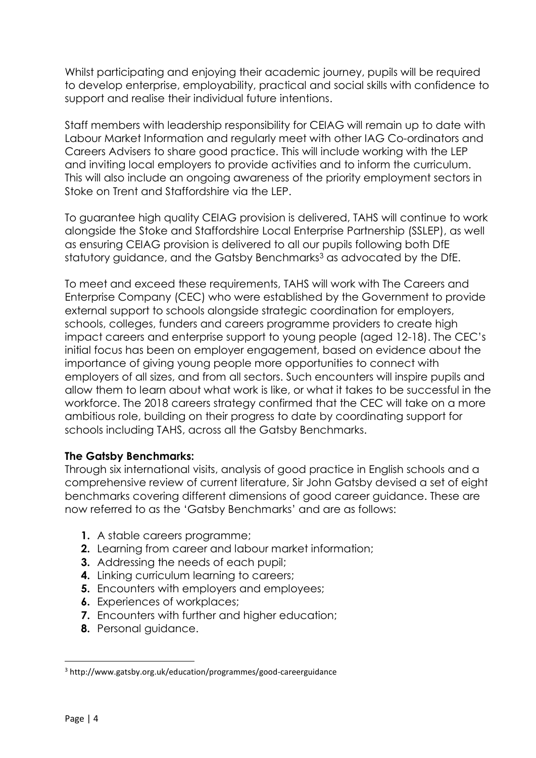Whilst participating and enjoying their academic journey, pupils will be required to develop enterprise, employability, practical and social skills with confidence to support and realise their individual future intentions.

Staff members with leadership responsibility for CEIAG will remain up to date with Labour Market Information and regularly meet with other IAG Co-ordinators and Careers Advisers to share good practice. This will include working with the LEP and inviting local employers to provide activities and to inform the curriculum. This will also include an ongoing awareness of the priority employment sectors in Stoke on Trent and Staffordshire via the LEP.

To guarantee high quality CEIAG provision is delivered, TAHS will continue to work alongside the Stoke and Staffordshire Local Enterprise Partnership (SSLEP), as well as ensuring CEIAG provision is delivered to all our pupils following both DfE statutory guidance, and the Gatsby Benchmarks[3] as advocated by the DfE.

To meet and exceed these requirements, TAHS will work with The Careers and Enterprise Company (CEC) who were established by the Government to provide external support to schools alongside strategic coordination for employers, schools, colleges, funders and careers programme providers to create high impact careers and enterprise support to young people (aged 12-18). The CEC's initial focus has been on employer engagement, based on evidence about the importance of giving young people more opportunities to connect with employers of all sizes, and from all sectors. Such encounters will inspire pupils and allow them to learn about what work is like, or what it takes to be successful in the workforce. The 2018 careers strategy confirmed that the CEC will take on a more ambitious role, building on their progress to date by coordinating support for schools including TAHS, across all the Gatsby Benchmarks.

**The Gatsby Benchmarks:**
Through six international visits, analysis of good practice in English schools and a comprehensive review of current literature, Sir John Gatsby devised a set of eight benchmarks covering different dimensions of good career guidance. These are now referred to as the 'Gatsby Benchmarks' and are as follows:

1. A stable careers programme;
2. Learning from career and labour market information;
3. Addressing the needs of each pupil;
4. Linking curriculum learning to careers;
5. Encounters with employers and employees;
6. Experiences of workplaces;
7. Encounters with further and higher education;
8. Personal guidance.

[3] http://www.gatsby.org.uk/education/programmes/good-careerguidance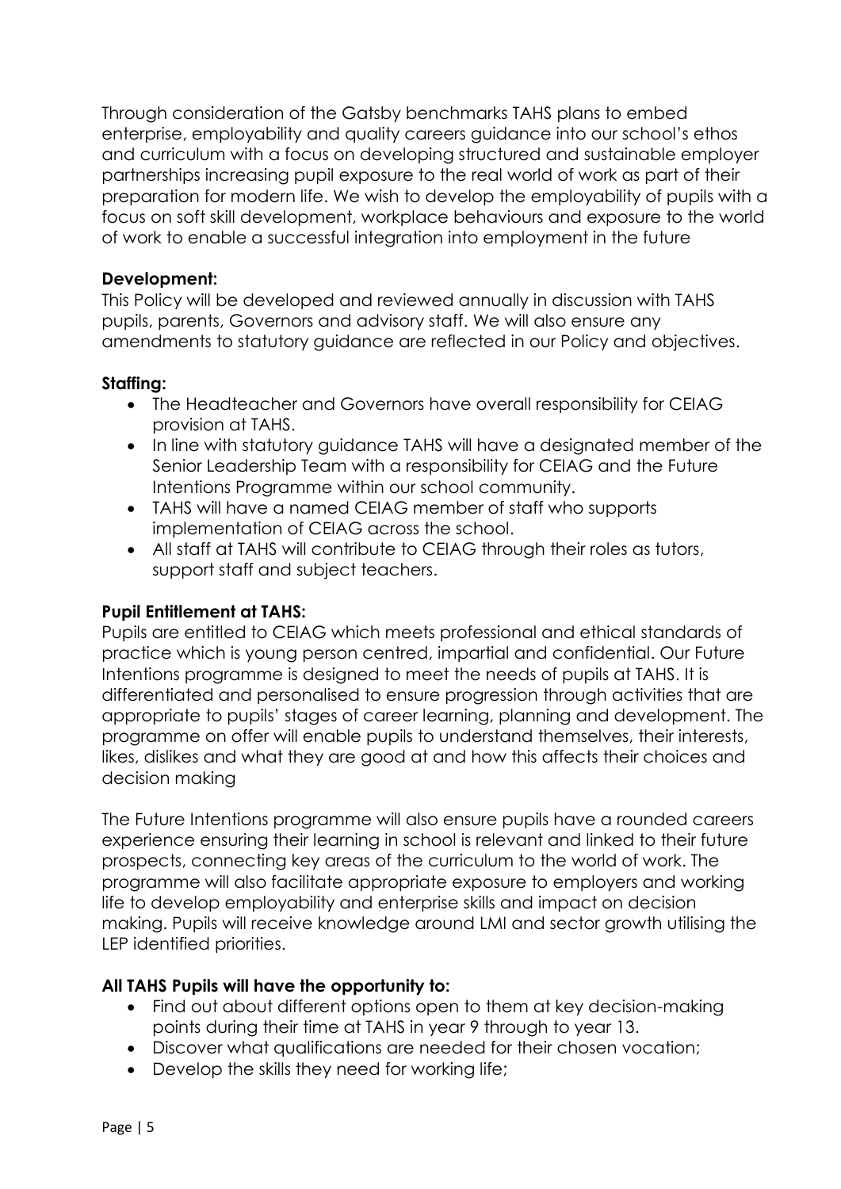Through consideration of the Gatsby benchmarks TAHS plans to embed enterprise, employability and quality careers guidance into our school's ethos and curriculum with a focus on developing structured and sustainable employer partnerships increasing pupil exposure to the real world of work as part of their preparation for modern life. We wish to develop the employability of pupils with a focus on soft skill development, workplace behaviours and exposure to the world of work to enable a successful integration into employment in the future

**Development:**
This Policy will be developed and reviewed annually in discussion with TAHS pupils, parents, Governors and advisory staff. We will also ensure any amendments to statutory guidance are reflected in our Policy and objectives.

**Staffing:**

- The Headteacher and Governors have overall responsibility for CEIAG provision at TAHS.
- In line with statutory guidance TAHS will have a designated member of the Senior Leadership Team with a responsibility for CEIAG and the Future Intentions Programme within our school community.
- TAHS will have a named CEIAG member of staff who supports implementation of CEIAG across the school.
- All staff at TAHS will contribute to CEIAG through their roles as tutors, support staff and subject teachers.

**Pupil Entitlement at TAHS:**
Pupils are entitled to CEIAG which meets professional and ethical standards of practice which is young person centred, impartial and confidential. Our Future Intentions programme is designed to meet the needs of pupils at TAHS. It is differentiated and personalised to ensure progression through activities that are appropriate to pupils' stages of career learning, planning and development. The programme on offer will enable pupils to understand themselves, their interests, likes, dislikes and what they are good at and how this affects their choices and decision making

The Future Intentions programme will also ensure pupils have a rounded careers experience ensuring their learning in school is relevant and linked to their future prospects, connecting key areas of the curriculum to the world of work. The programme will also facilitate appropriate exposure to employers and working life to develop employability and enterprise skills and impact on decision making. Pupils will receive knowledge around LMI and sector growth utilising the LEP identified priorities.

**All TAHS Pupils will have the opportunity to:**

- Find out about different options open to them at key decision-making points during their time at TAHS in year 9 through to year 13.
- Discover what qualifications are needed for their chosen vocation;
- Develop the skills they need for working life;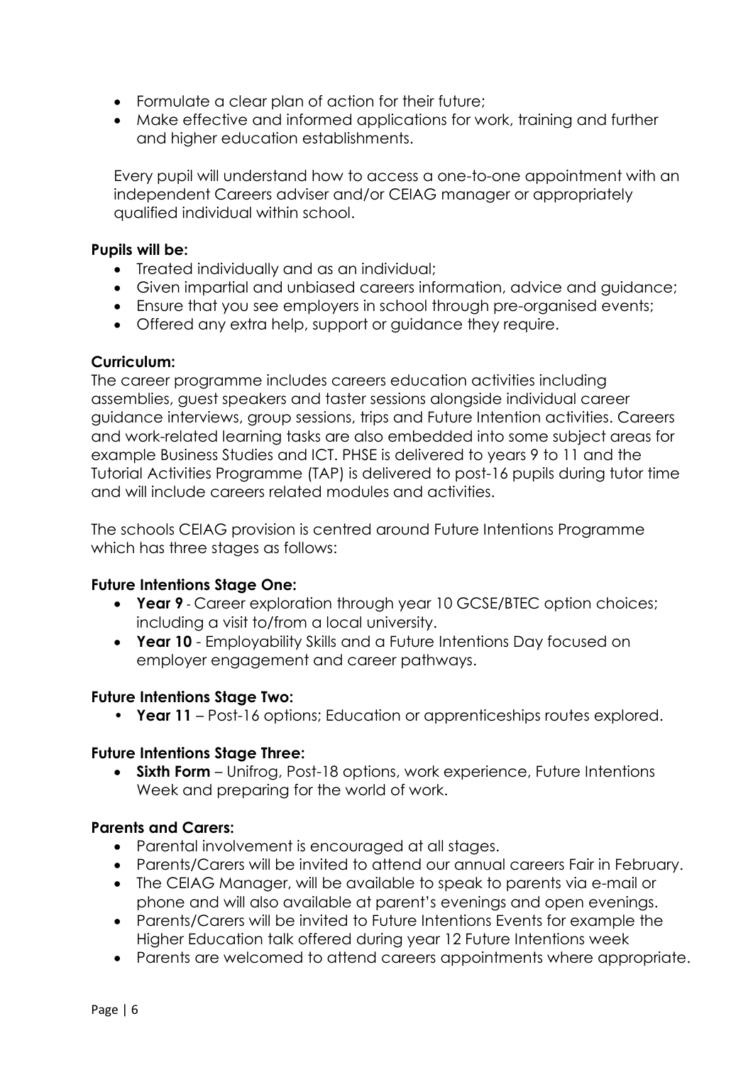- Formulate a clear plan of action for their future;
- Make effective and informed applications for work, training and further and higher education establishments.

Every pupil will understand how to access a one-to-one appointment with an independent Careers adviser and/or CEIAG manager or appropriately qualified individual within school.

**Pupils will be:**

- Treated individually and as an individual;
- Given impartial and unbiased careers information, advice and guidance;
- Ensure that you see employers in school through pre-organised events;
- Offered any extra help, support or guidance they require.

**Curriculum:**

The career programme includes careers education activities including assemblies, guest speakers and taster sessions alongside individual career guidance interviews, group sessions, trips and Future Intention activities. Careers and work-related learning tasks are also embedded into some subject areas for example Business Studies and ICT. PHSE is delivered to years 9 to 11 and the Tutorial Activities Programme (TAP) is delivered to post-16 pupils during tutor time and will include careers related modules and activities.

The schools CEIAG provision is centred around Future Intentions Programme which has three stages as follows:

**Future Intentions Stage One:**

- **Year 9** - Career exploration through year 10 GCSE/BTEC option choices; including a visit to/from a local university.
- **Year 10** - Employability Skills and a Future Intentions Day focused on employer engagement and career pathways.

**Future Intentions Stage Two:**

- **Year 11** – Post-16 options; Education or apprenticeships routes explored.

**Future Intentions Stage Three:**

- **Sixth Form** – Unifrog, Post-18 options, work experience, Future Intentions Week and preparing for the world of work.

**Parents and Carers:**

- Parental involvement is encouraged at all stages.
- Parents/Carers will be invited to attend our annual careers Fair in February.
- The CEIAG Manager, will be available to speak to parents via e-mail or phone and will also available at parent's evenings and open evenings.
- Parents/Carers will be invited to Future Intentions Events for example the Higher Education talk offered during year 12 Future Intentions week
- Parents are welcomed to attend careers appointments where appropriate.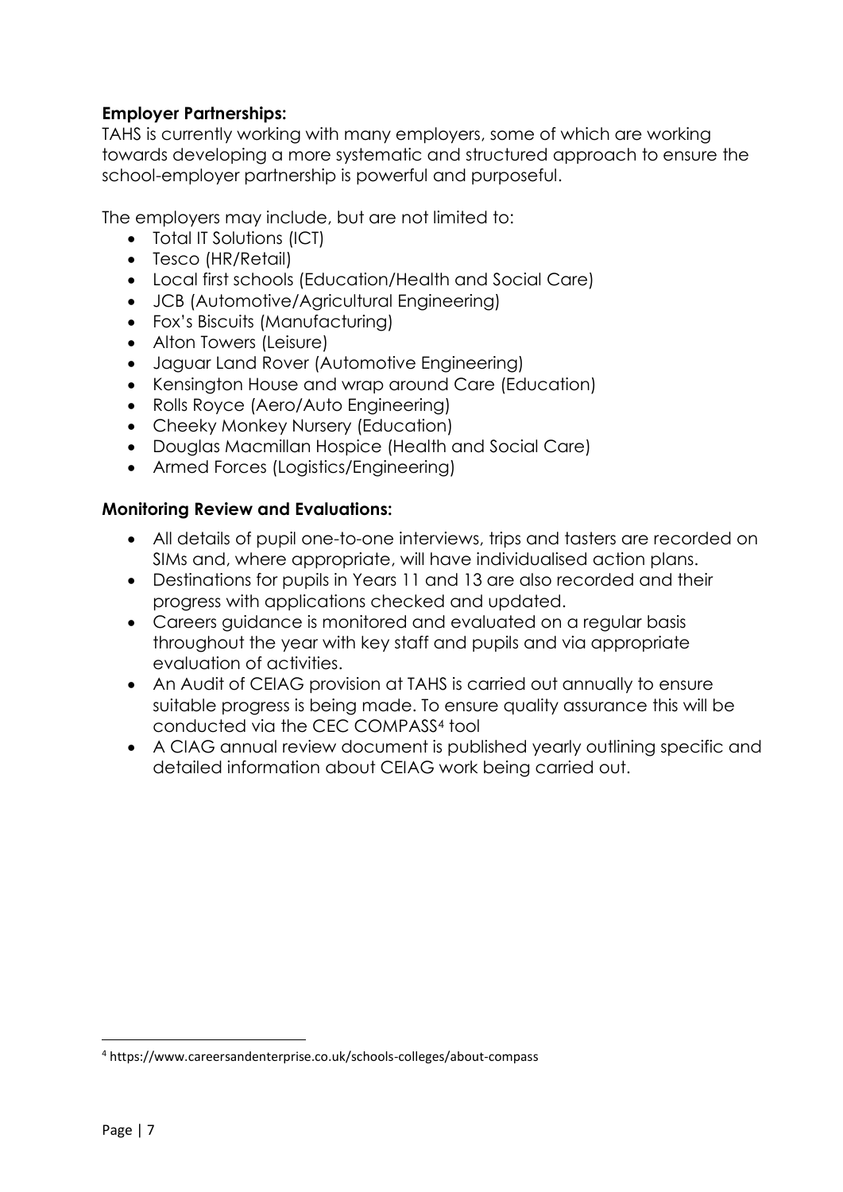**Employer Partnerships:**

TAHS is currently working with many employers, some of which are working towards developing a more systematic and structured approach to ensure the school-employer partnership is powerful and purposeful.

The employers may include, but are not limited to:

- Total IT Solutions (ICT)
- Tesco (HR/Retail)
- Local first schools (Education/Health and Social Care)
- JCB (Automotive/Agricultural Engineering)
- Fox's Biscuits (Manufacturing)
- Alton Towers (Leisure)
- Jaguar Land Rover (Automotive Engineering)
- Kensington House and wrap around Care (Education)
- Rolls Royce (Aero/Auto Engineering)
- Cheeky Monkey Nursery (Education)
- Douglas Macmillan Hospice (Health and Social Care)
- Armed Forces (Logistics/Engineering)

**Monitoring Review and Evaluations:**

- All details of pupil one-to-one interviews, trips and tasters are recorded on SIMs and, where appropriate, will have individualised action plans.
- Destinations for pupils in Years 11 and 13 are also recorded and their progress with applications checked and updated.
- Careers guidance is monitored and evaluated on a regular basis throughout the year with key staff and pupils and via appropriate evaluation of activities.
- An Audit of CEIAG provision at TAHS is carried out annually to ensure suitable progress is being made. To ensure quality assurance this will be conducted via the CEC COMPASS[4] tool
- A CIAG annual review document is published yearly outlining specific and detailed information about CEIAG work being carried out.

[4] https://www.careersandenterprise.co.uk/schools-colleges/about-compass